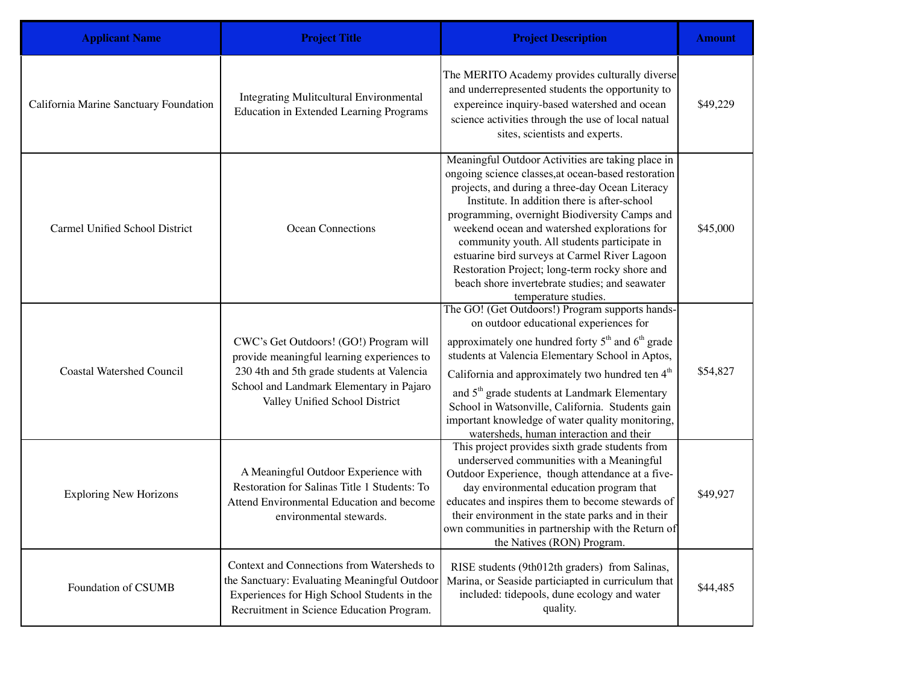| Applicant Name | Project Title | Project Description | Amount |
|---|---|---|---|
| California Marine Sanctuary Foundation | Integrating Mulitcultural Environmental Education in Extended Learning Programs | The MERITO Academy provides culturally diverse and underrepresented students the opportunity to expereince inquiry-based watershed and ocean science activities through the use of local natual sites, scientists and experts. | $49,229 |
| Carmel Unified School District | Ocean Connections | Meaningful Outdoor Activities are taking place in ongoing science classes,at ocean-based restoration projects, and during a three-day Ocean Literacy Institute. In addition there is after-school programming, overnight Biodiversity Camps and weekend ocean and watershed explorations for community youth. All students participate in estuarine bird surveys at Carmel River Lagoon Restoration Project; long-term rocky shore and beach shore invertebrate studies; and seawater temperature studies. | $45,000 |
| Coastal Watershed Council | CWC's Get Outdoors! (GO!) Program will provide meaningful learning experiences to 230 4th and 5th grade students at Valencia School and Landmark Elementary in Pajaro Valley Unified School District | The GO! (Get Outdoors!) Program supports hands-on outdoor educational experiences for approximately one hundred forty 5th and 6th grade students at Valencia Elementary School in Aptos, California and approximately two hundred ten 4th and 5th grade students at Landmark Elementary School in Watsonville, California. Students gain important knowledge of water quality monitoring, watersheds, human interaction and their | $54,827 |
| Exploring New Horizons | A Meaningful Outdoor Experience with Restoration for Salinas Title 1 Students: To Attend Environmental Education and become environmental stewards. | This project provides sixth grade students from underserved communities with a Meaningful Outdoor Experience, though attendance at a five-day environmental education program that educates and inspires them to become stewards of their environment in the state parks and in their own communities in partnership with the Return of the Natives (RON) Program. | $49,927 |
| Foundation of CSUMB | Context and Connections from Watersheds to the Sanctuary: Evaluating Meaningful Outdoor Experiences for High School Students in the Recruitment in Science Education Program. | RISE students (9th012th graders) from Salinas, Marina, or Seaside particiapted in curriculum that included: tidepools, dune ecology and water quality. | $44,485 |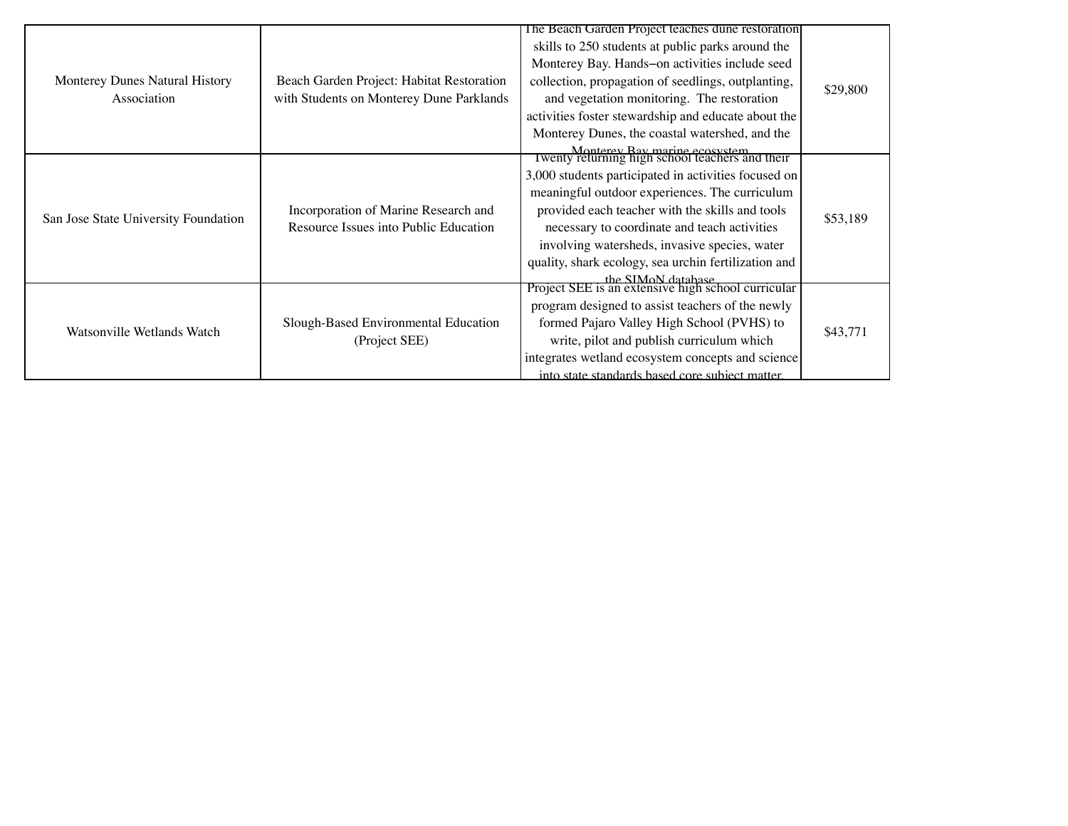| | | | |
|---|---|---|---|
| Monterey Dunes Natural History Association | Beach Garden Project: Habitat Restoration with Students on Monterey Dune Parklands | The Beach Garden Project teaches dune restoration skills to 250 students at public parks around the Monterey Bay. Hands–on activities include seed collection, propagation of seedlings, outplanting, and vegetation monitoring. The restoration activities foster stewardship and educate about the Monterey Dunes, the coastal watershed, and the Monterey Bay marine ecosystem. | $29,800 |
| San Jose State University Foundation | Incorporation of Marine Research and Resource Issues into Public Education | Twenty returning high school teachers and their 3,000 students participated in activities focused on meaningful outdoor experiences. The curriculum provided each teacher with the skills and tools necessary to coordinate and teach activities involving watersheds, invasive species, water quality, shark ecology, sea urchin fertilization and the SIMoN database. | $53,189 |
| Watsonville Wetlands Watch | Slough-Based Environmental Education (Project SEE) | Project SEE is an extensive high school curricular program designed to assist teachers of the newly formed Pajaro Valley High School (PVHS) to write, pilot and publish curriculum which integrates wetland ecosystem concepts and science into state standards based core subject matter. | $43,771 |